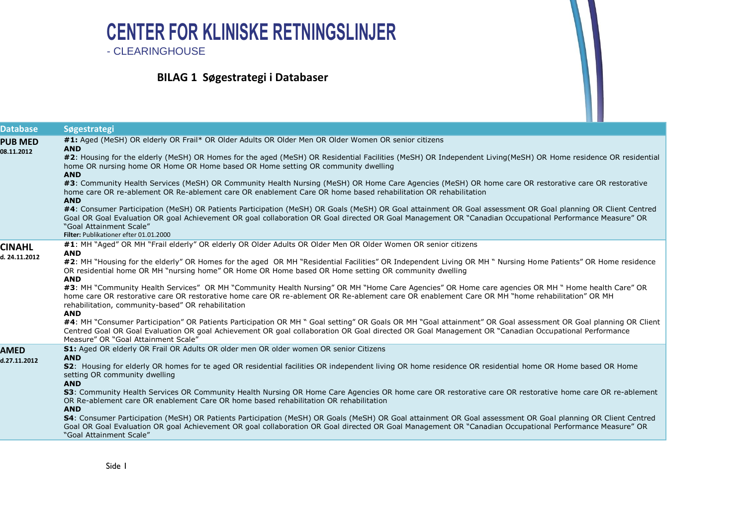# CENTER FOR KLINISKE RETNINGSLINJER

- CLEARINGHOUSE

## BILAG 1 Søgestrategi i Databaser

| Database | Søgestrategi |
|---|---|
| **PUB MED** **08.11.2012** | **#1:** Aged (MeSH) OR elderly OR Frail* OR Older Adults OR Older Men OR Older Women OR senior citizens **AND** **#2**: Housing for the elderly (MeSH) OR Homes for the aged (MeSH) OR Residential Facilities (MeSH) OR Independent Living(MeSH) OR Home residence OR residential home OR nursing home OR Home OR Home based OR Home setting OR community dwelling **AND** **#3**: Community Health Services (MeSH) OR Community Health Nursing (MeSH) OR Home Care Agencies (MeSH) OR home care OR restorative care OR restorative home care OR re-ablement OR Re-ablement care OR enablement Care OR home based rehabilitation OR rehabilitation **AND** **#4**: Consumer Participation (MeSH) OR Patients Participation (MeSH) OR Goals (MeSH) OR Goal attainment OR Goal assessment OR Goal planning OR Client Centred Goal OR Goal Evaluation OR goal Achievement OR goal collaboration OR Goal directed OR Goal Management OR "Canadian Occupational Performance Measure" OR "Goal Attainment Scale" **Filter:** Publikationer efter 01.01.2000 |
| **CINAHL** **d. 24.11.2012** | **#1**: MH "Aged" OR MH "Frail elderly" OR elderly OR Older Adults OR Older Men OR Older Women OR senior citizens **AND** **#2**: MH "Housing for the elderly" OR Homes for the aged OR MH "Residential Facilities" OR Independent Living OR MH " Nursing Home Patients" OR Home residence OR residential home OR MH "nursing home" OR Home OR Home based OR Home setting OR community dwelling **AND** **#3**: MH "Community Health Services" OR MH "Community Health Nursing" OR MH "Home Care Agencies" OR Home care agencies OR MH " Home health Care" OR home care OR restorative care OR restorative home care OR re-ablement OR Re-ablement care OR enablement Care OR MH "home rehabilitation" OR MH rehabilitation, community-based" OR rehabilitation **AND** **#4**: MH "Consumer Participation" OR Patients Participation OR MH " Goal setting" OR Goals OR MH "Goal attainment" OR Goal assessment OR Goal planning OR Client Centred Goal OR Goal Evaluation OR goal Achievement OR goal collaboration OR Goal directed OR Goal Management OR "Canadian Occupational Performance Measure" OR "Goal Attainment Scale" |
| **AMED** **d.27.11.2012** | **S1:** Aged OR elderly OR Frail OR Adults OR older men OR older women OR senior Citizens **AND** **S2**: Housing for elderly OR homes for te aged OR residential facilities OR independent living OR home residence OR residential home OR Home based OR Home setting OR community dwelling **AND** **S3**: Community Health Services OR Community Health Nursing OR Home Care Agencies OR home care OR restorative care OR restorative home care OR re-ablement OR Re-ablement care OR enablement Care OR home based rehabilitation OR rehabilitation **AND** **S4**: Consumer Participation (MeSH) OR Patients Participation (MeSH) OR Goals (MeSH) OR Goal attainment OR Goal assessment OR Goal planning OR Client Centred Goal OR Goal Evaluation OR goal Achievement OR goal collaboration OR Goal directed OR Goal Management OR "Canadian Occupational Performance Measure" OR "Goal Attainment Scale" |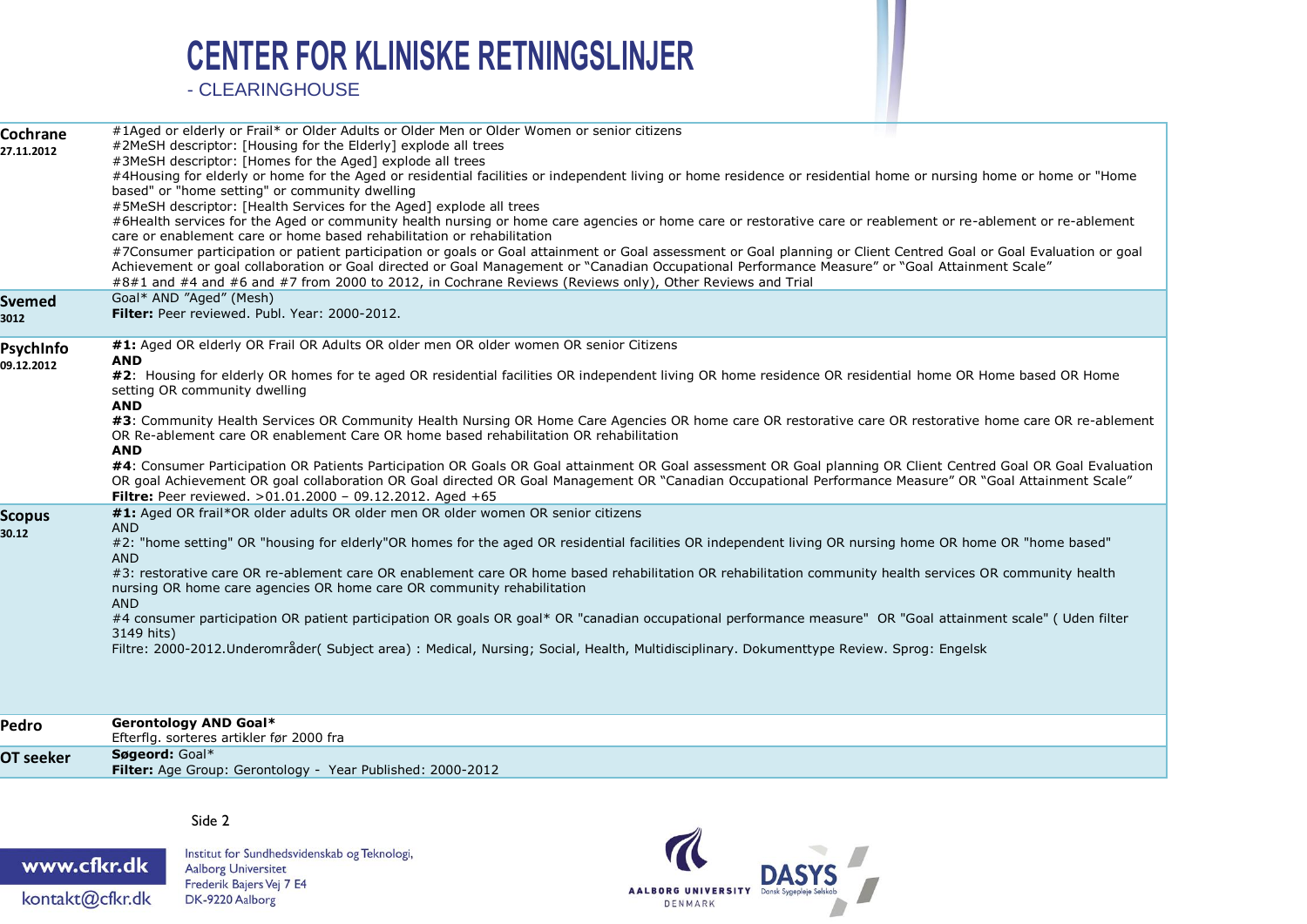# CENTER FOR KLINISKE RETNINGSLINJER

- CLEARINGHOUSE

| | |
|---|---|
| **Cochrane** 27.11.2012 | #1Aged or elderly or Frail* or Older Adults or Older Men or Older Women or senior citizens<br>#2MeSH descriptor: [Housing for the Elderly] explode all trees<br>#3MeSH descriptor: [Homes for the Aged] explode all trees<br>#4Housing for elderly or home for the Aged or residential facilities or independent living or home residence or residential home or nursing home or home or "Home based" or "home setting" or community dwelling<br>#5MeSH descriptor: [Health Services for the Aged] explode all trees<br>#6Health services for the Aged or community health nursing or home care agencies or home care or restorative care or reablement or re-ablement or re-ablement care or enablement care or home based rehabilitation or rehabilitation<br>#7Consumer participation or patient participation or goals or Goal attainment or Goal assessment or Goal planning or Client Centred Goal or Goal Evaluation or goal Achievement or goal collaboration or Goal directed or Goal Management or "Canadian Occupational Performance Measure" or "Goal Attainment Scale"<br>#8#1 and #4 and #6 and #7 from 2000 to 2012, in Cochrane Reviews (Reviews only), Other Reviews and Trial |
| **Svemed** 3012 | Goal* AND "Aged" (Mesh)<br>**Filter:** Peer reviewed. Publ. Year: 2000-2012. |
| **PsychInfo** 09.12.2012 | **#1:** Aged OR elderly OR Frail OR Adults OR older men OR older women OR senior Citizens<br>**AND**<br>**#2**: Housing for elderly OR homes for te aged OR residential facilities OR independent living OR home residence OR residential home OR Home based OR Home setting OR community dwelling<br>**AND**<br>**#3**: Community Health Services OR Community Health Nursing OR Home Care Agencies OR home care OR restorative care OR restorative home care OR re-ablement OR Re-ablement care OR enablement Care OR home based rehabilitation OR rehabilitation<br>**AND**<br>**#4**: Consumer Participation OR Patients Participation OR Goals OR Goal attainment OR Goal assessment OR Goal planning OR Client Centred Goal OR Goal Evaluation OR goal Achievement OR goal collaboration OR Goal directed OR Goal Management OR "Canadian Occupational Performance Measure" OR "Goal Attainment Scale"<br>**Filtre:** Peer reviewed. >01.01.2000 – 09.12.2012. Aged +65 |
| **Scopus** 30.12 | **#1:** Aged OR frail*OR older adults OR older men OR older women OR senior citizens<br>AND<br>#2: "home setting" OR "housing for elderly"OR homes for the aged OR residential facilities OR independent living OR nursing home OR home OR "home based"<br>AND<br>#3: restorative care OR re-ablement care OR enablement care OR home based rehabilitation OR rehabilitation community health services OR community health nursing OR home care agencies OR home care OR community rehabilitation<br>AND<br>#4 consumer participation OR patient participation OR goals OR goal* OR "canadian occupational performance measure" OR "Goal attainment scale" ( Uden filter 3149 hits)<br>Filtre: 2000-2012.Underområder( Subject area) : Medical, Nursing; Social, Health, Multidisciplinary. Dokumenttype Review. Sprog: Engelsk |
| **Pedro** | **Gerontology AND Goal***<br>Efterflg. sorteres artikler før 2000 fra |
| **OT seeker** | **Søgeord:** Goal*<br>**Filter:** Age Group: Gerontology - Year Published: 2000-2012 |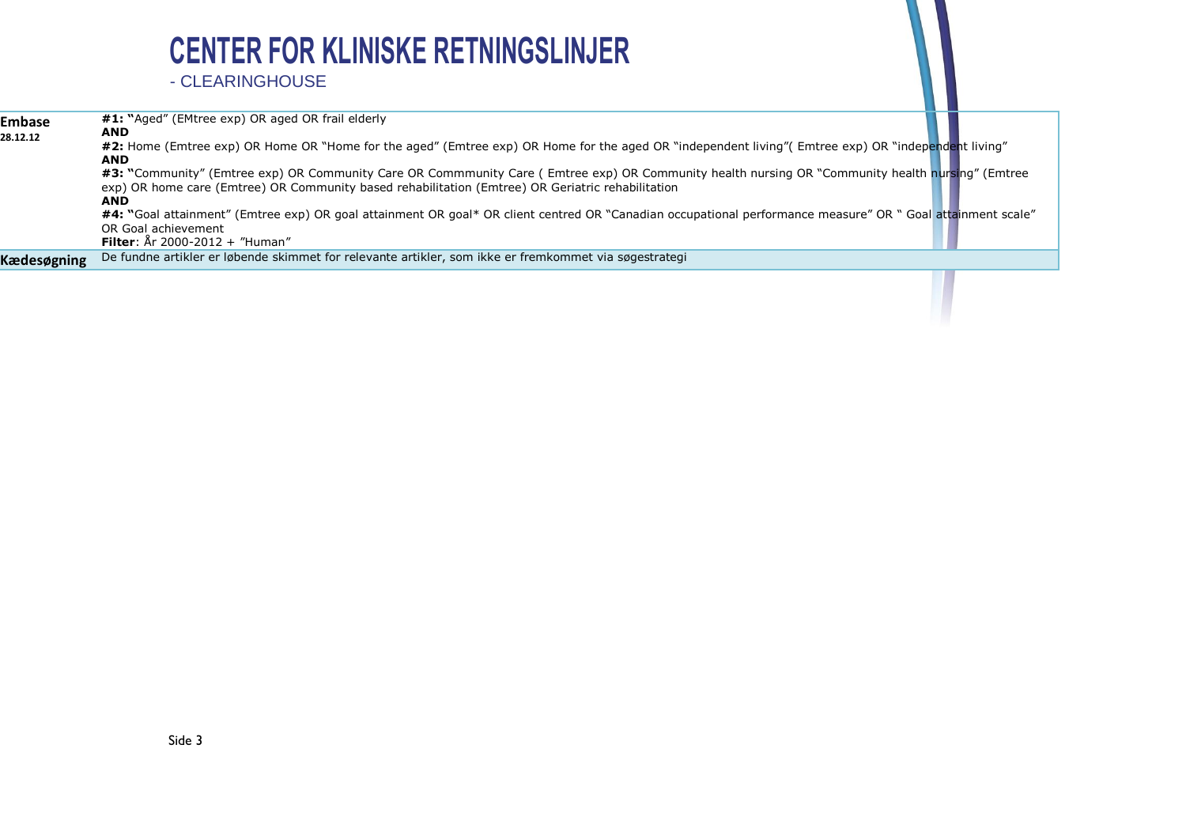# CENTER FOR KLINISKE RETNINGSLINJER

- CLEARINGHOUSE

| | |
|---|---|
| **Embase** **28.12.12** | **#1: "**Aged" (EMtree exp) OR aged OR frail elderly<br>**AND**<br>**#2:** Home (Emtree exp) OR Home OR "Home for the aged" (Emtree exp) OR Home for the aged OR "independent living"( Emtree exp) OR "independent living"<br>**AND**<br>**#3: "**Community" (Emtree exp) OR Community Care OR Commmunity Care ( Emtree exp) OR Community health nursing OR "Community health nursing" (Emtree exp) OR home care (Emtree) OR Community based rehabilitation (Emtree) OR Geriatric rehabilitation<br>**AND**<br>**#4: "**Goal attainment" (Emtree exp) OR goal attainment OR goal* OR client centred OR "Canadian occupational performance measure" OR " Goal attainment scale" OR Goal achievement<br>**Filter**: År 2000-2012 + "Human" |
| **Kædesøgning** | De fundne artikler er løbende skimmet for relevante artikler, som ikke er fremkommet via søgestrategi |